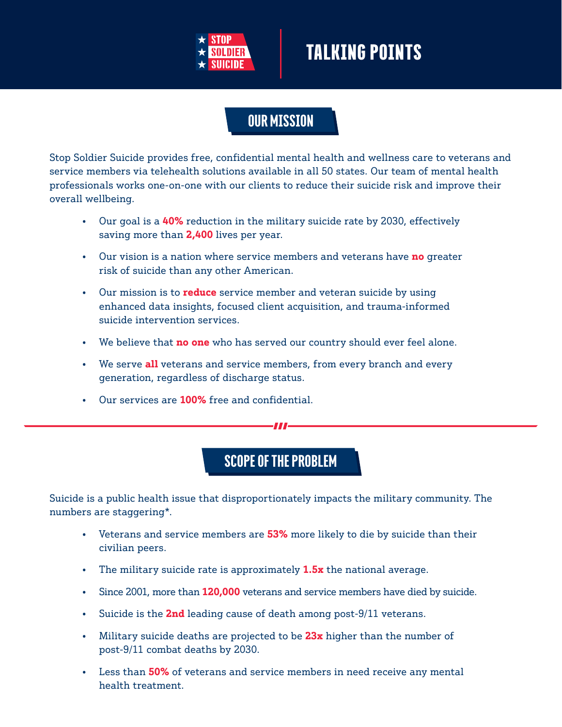# STOP SOLDIER SUICIDE — TALKING POINTS

## OUR MISSION

Stop Soldier Suicide provides free, confidential mental health and wellness care to veterans and service members via telehealth solutions available in all 50 states. Our team of mental health professionals works one-on-one with our clients to reduce their suicide risk and improve their overall wellbeing.

- Our goal is a **40%** reduction in the military suicide rate by 2030, effectively saving more than **2,400** lives per year.
- Our vision is a nation where service members and veterans have **no** greater risk of suicide than any other American.
- Our mission is to **reduce** service member and veteran suicide by using enhanced data insights, focused client acquisition, and trauma-informed suicide intervention services.
- We believe that **no one** who has served our country should ever feel alone.
- We serve **all** veterans and service members, from every branch and every generation, regardless of discharge status.
- Our services are **100%** free and confidential.

## SCOPE OF THE PROBLEM

Suicide is a public health issue that disproportionately impacts the military community. The numbers are staggering*.

- Veterans and service members are **53%** more likely to die by suicide than their civilian peers.
- The military suicide rate is approximately **1.5x** the national average.
- Since 2001, more than **120,000** veterans and service members have died by suicide.
- Suicide is the **2nd** leading cause of death among post-9/11 veterans.
- Military suicide deaths are projected to be **23x** higher than the number of post-9/11 combat deaths by 2030.
- Less than **50%** of veterans and service members in need receive any mental health treatment.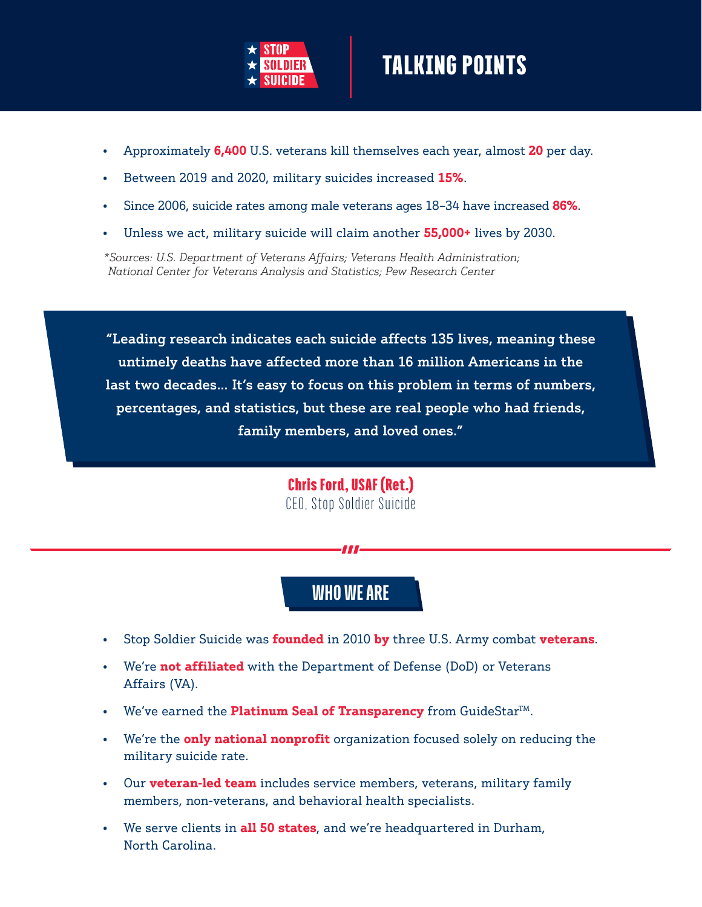# STOP SOLDIER SUICIDE — TALKING POINTS

- Approximately **6,400** U.S. veterans kill themselves each year, almost **20** per day.
- Between 2019 and 2020, military suicides increased **15%**.
- Since 2006, suicide rates among male veterans ages 18–34 have increased **86%**.
- Unless we act, military suicide will claim another **55,000+** lives by 2030.

*\*Sources: U.S. Department of Veterans Affairs; Veterans Health Administration; National Center for Veterans Analysis and Statistics; Pew Research Center*

> **"Leading research indicates each suicide affects 135 lives, meaning these untimely deaths have affected more than 16 million Americans in the last two decades... It's easy to focus on this problem in terms of numbers, percentages, and statistics, but these are real people who had friends, family members, and loved ones."**

**Chris Ford, USAF (Ret.)**
CEO, Stop Soldier Suicide

## WHO WE ARE

- Stop Soldier Suicide was **founded** in 2010 **by** three U.S. Army combat **veterans**.
- We're **not affiliated** with the Department of Defense (DoD) or Veterans Affairs (VA).
- We've earned the **Platinum Seal of Transparency** from GuideStar™.
- We're the **only national nonprofit** organization focused solely on reducing the military suicide rate.
- Our **veteran-led team** includes service members, veterans, military family members, non-veterans, and behavioral health specialists.
- We serve clients in **all 50 states**, and we're headquartered in Durham, North Carolina.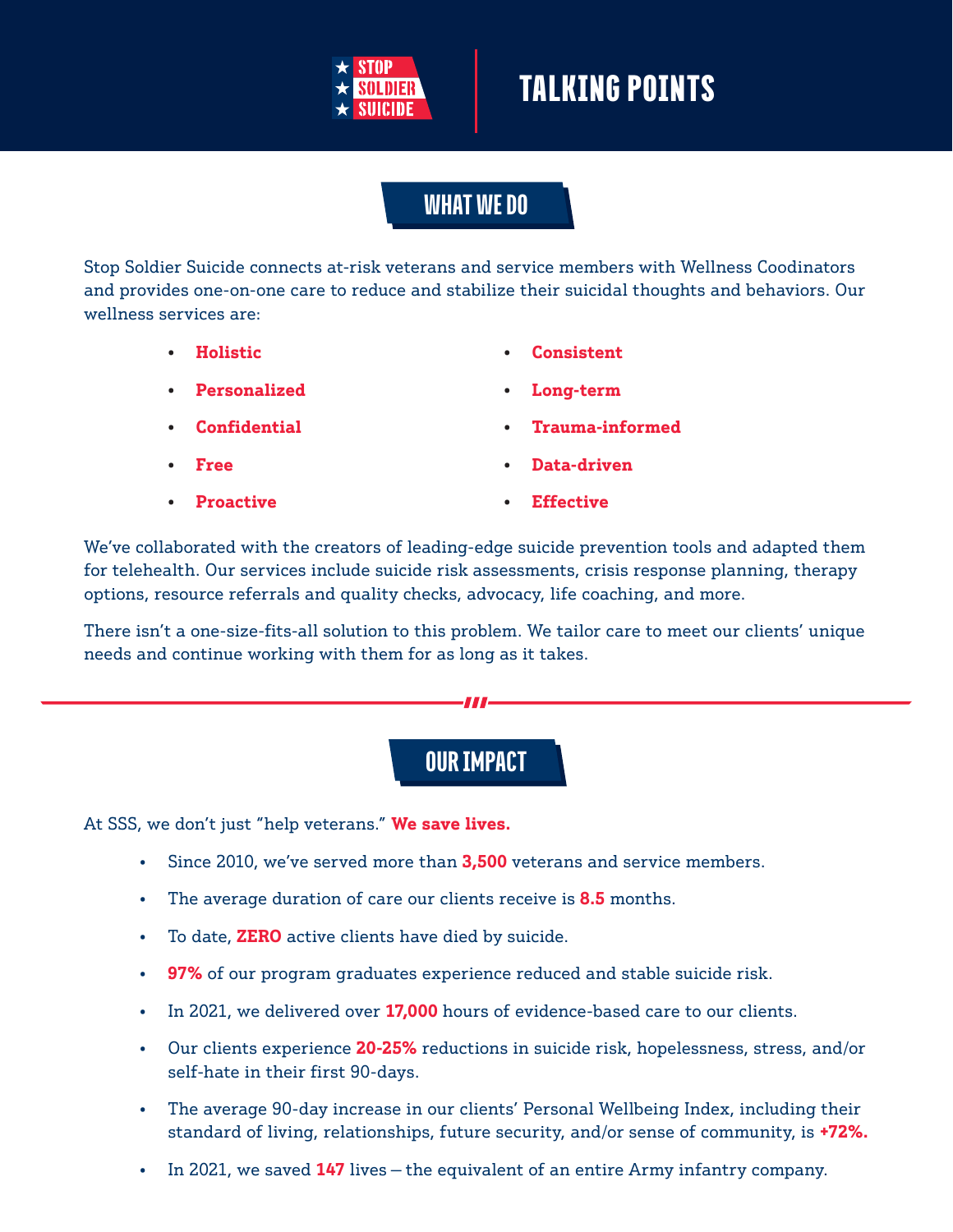STOP SOLDIER SUICIDE

# TALKING POINTS

## WHAT WE DO

Stop Soldier Suicide connects at-risk veterans and service members with Wellness Coodinators and provides one-on-one care to reduce and stabilize their suicidal thoughts and behaviors. Our wellness services are:

- **Holistic**
- **Personalized**
- **Confidential**
- **Free**
- **Proactive**
- **Consistent**
- **Long-term**
- **Trauma-informed**
- **Data-driven**
- **Effective**

We've collaborated with the creators of leading-edge suicide prevention tools and adapted them for telehealth. Our services include suicide risk assessments, crisis response planning, therapy options, resource referrals and quality checks, advocacy, life coaching, and more.

There isn't a one-size-fits-all solution to this problem. We tailor care to meet our clients' unique needs and continue working with them for as long as it takes.

---

## OUR IMPACT

At SSS, we don't just "help veterans." **We save lives.**

- Since 2010, we've served more than **3,500** veterans and service members.
- The average duration of care our clients receive is **8.5** months.
- To date, **ZERO** active clients have died by suicide.
- **97%** of our program graduates experience reduced and stable suicide risk.
- In 2021, we delivered over **17,000** hours of evidence-based care to our clients.
- Our clients experience **20-25%** reductions in suicide risk, hopelessness, stress, and/or self-hate in their first 90-days.
- The average 90-day increase in our clients' Personal Wellbeing Index, including their standard of living, relationships, future security, and/or sense of community, is **+72%.**
- In 2021, we saved **147** lives — the equivalent of an entire Army infantry company.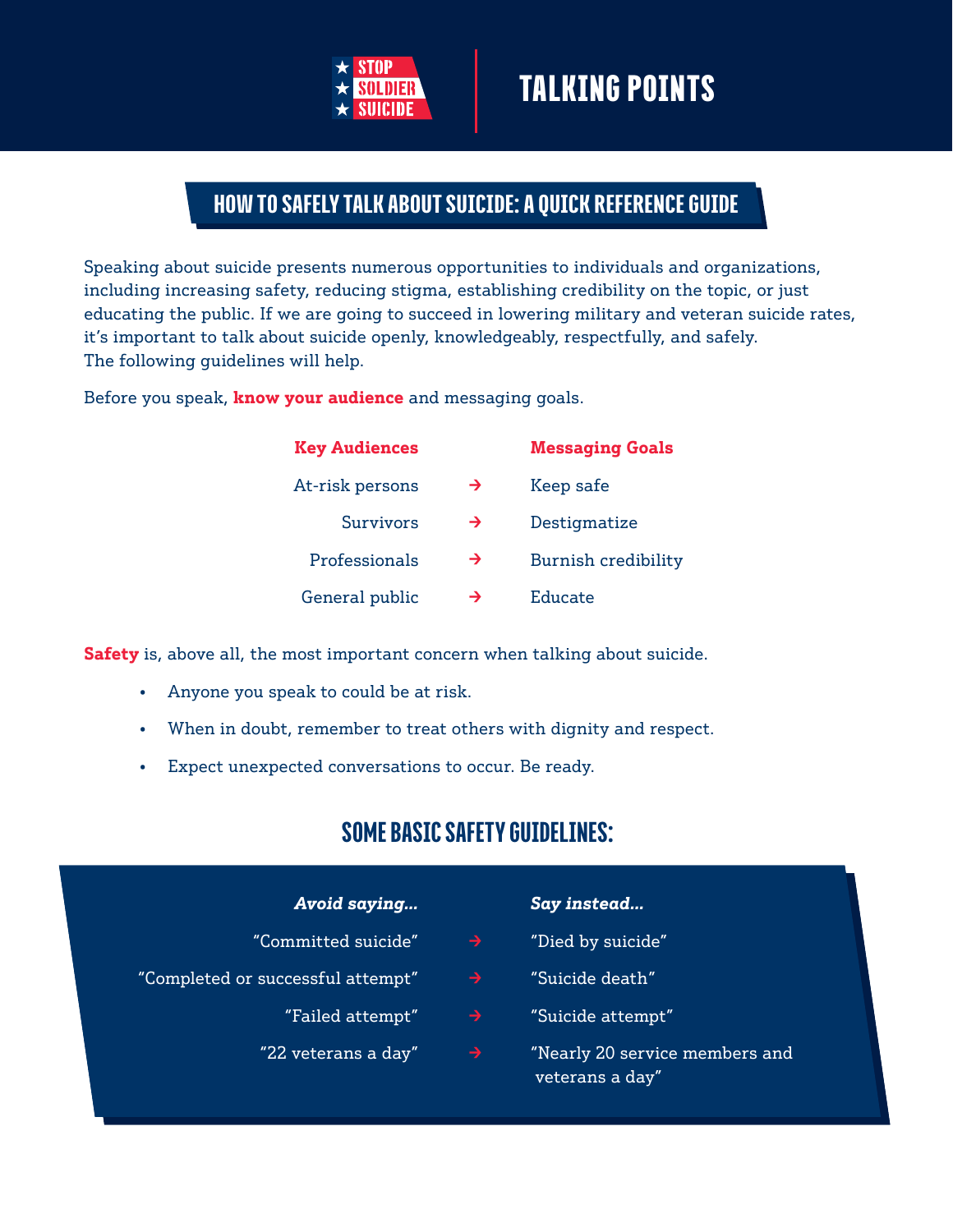# STOP SOLDIER SUICIDE — TALKING POINTS

## HOW TO SAFELY TALK ABOUT SUICIDE: A QUICK REFERENCE GUIDE

Speaking about suicide presents numerous opportunities to individuals and organizations, including increasing safety, reducing stigma, establishing credibility on the topic, or just educating the public. If we are going to succeed in lowering military and veteran suicide rates, it's important to talk about suicide openly, knowledgeably, respectfully, and safely. The following guidelines will help.

Before you speak, **know your audience** and messaging goals.

| Key Audiences | | Messaging Goals |
|---|---|---|
| At-risk persons | → | Keep safe |
| Survivors | → | Destigmatize |
| Professionals | → | Burnish credibility |
| General public | → | Educate |

**Safety** is, above all, the most important concern when talking about suicide.

- Anyone you speak to could be at risk.
- When in doubt, remember to treat others with dignity and respect.
- Expect unexpected conversations to occur. Be ready.

## SOME BASIC SAFETY GUIDELINES:

| *Avoid saying...* | | *Say instead...* |
|---|---|---|
| "Committed suicide" | → | "Died by suicide" |
| "Completed or successful attempt" | → | "Suicide death" |
| "Failed attempt" | → | "Suicide attempt" |
| "22 veterans a day" | → | "Nearly 20 service members and veterans a day" |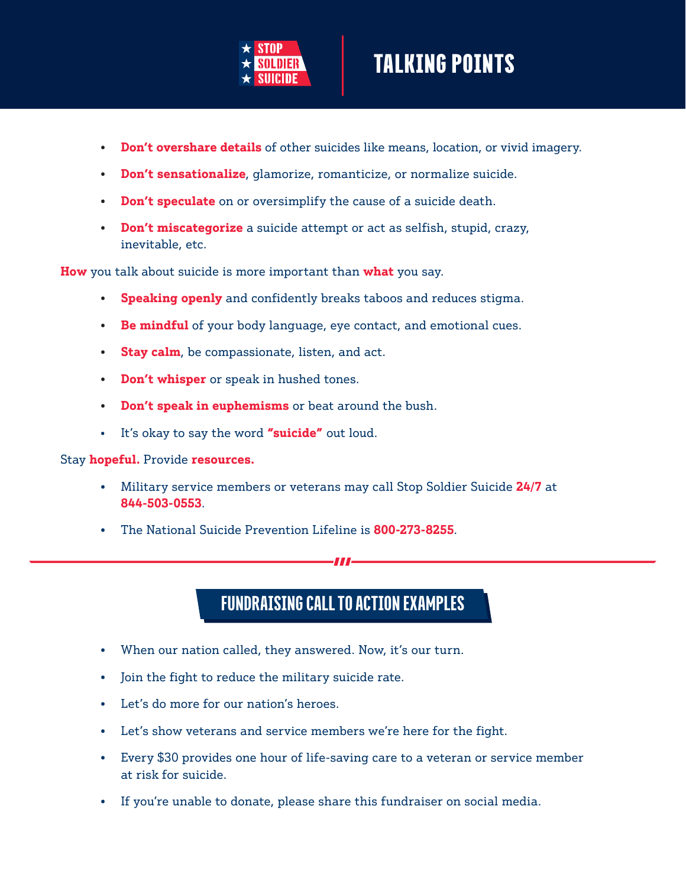STOP SOLDIER SUICIDE

# TALKING POINTS

- **Don't overshare details** of other suicides like means, location, or vivid imagery.
- **Don't sensationalize**, glamorize, romanticize, or normalize suicide.
- **Don't speculate** on or oversimplify the cause of a suicide death.
- **Don't miscategorize** a suicide attempt or act as selfish, stupid, crazy, inevitable, etc.

**How** you talk about suicide is more important than **what** you say.

- **Speaking openly** and confidently breaks taboos and reduces stigma.
- **Be mindful** of your body language, eye contact, and emotional cues.
- **Stay calm**, be compassionate, listen, and act.
- **Don't whisper** or speak in hushed tones.
- **Don't speak in euphemisms** or beat around the bush.
- It's okay to say the word **"suicide"** out loud.

Stay **hopeful.** Provide **resources.**

- Military service members or veterans may call Stop Soldier Suicide **24/7** at **844-503-0553**.
- The National Suicide Prevention Lifeline is **800-273-8255**.

## FUNDRAISING CALL TO ACTION EXAMPLES

- When our nation called, they answered. Now, it's our turn.
- Join the fight to reduce the military suicide rate.
- Let's do more for our nation's heroes.
- Let's show veterans and service members we're here for the fight.
- Every $30 provides one hour of life-saving care to a veteran or service member at risk for suicide.
- If you're unable to donate, please share this fundraiser on social media.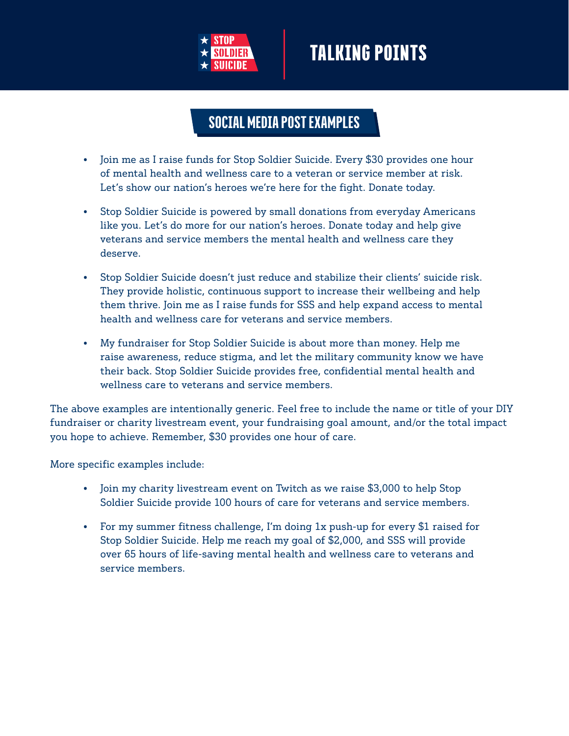# TALKING POINTS

## SOCIAL MEDIA POST EXAMPLES

- Join me as I raise funds for Stop Soldier Suicide. Every $30 provides one hour of mental health and wellness care to a veteran or service member at risk. Let's show our nation's heroes we're here for the fight. Donate today.
- Stop Soldier Suicide is powered by small donations from everyday Americans like you. Let's do more for our nation's heroes. Donate today and help give veterans and service members the mental health and wellness care they deserve.
- Stop Soldier Suicide doesn't just reduce and stabilize their clients' suicide risk. They provide holistic, continuous support to increase their wellbeing and help them thrive. Join me as I raise funds for SSS and help expand access to mental health and wellness care for veterans and service members.
- My fundraiser for Stop Soldier Suicide is about more than money. Help me raise awareness, reduce stigma, and let the military community know we have their back. Stop Soldier Suicide provides free, confidential mental health and wellness care to veterans and service members.

The above examples are intentionally generic. Feel free to include the name or title of your DIY fundraiser or charity livestream event, your fundraising goal amount, and/or the total impact you hope to achieve. Remember, $30 provides one hour of care.

More specific examples include:

- Join my charity livestream event on Twitch as we raise $3,000 to help Stop Soldier Suicide provide 100 hours of care for veterans and service members.
- For my summer fitness challenge, I'm doing 1x push-up for every $1 raised for Stop Soldier Suicide. Help me reach my goal of $2,000, and SSS will provide over 65 hours of life-saving mental health and wellness care to veterans and service members.